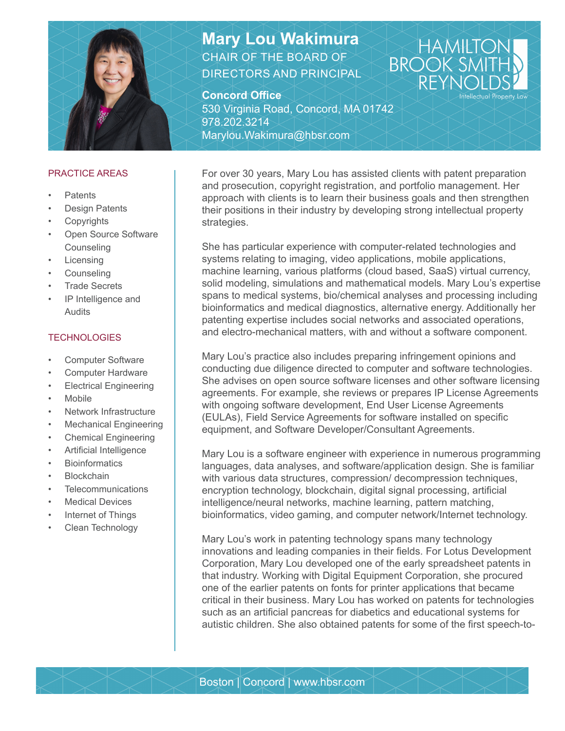# Mary Lou Wakimura

CHAIR OF THE BOARD OF DIRECTORS AND PRINCIPAL

**Concord Office**
530 Virginia Road, Concord, MA 01742
978.202.3214
Marylou.Wakimura@hbsr.com

HAMILTON BROOK SMITH REYNOLDS
Intellectual Property Law

## PRACTICE AREAS

- Patents
- Design Patents
- Copyrights
- Open Source Software Counseling
- Licensing
- Counseling
- Trade Secrets
- IP Intelligence and Audits

## TECHNOLOGIES

- Computer Software
- Computer Hardware
- Electrical Engineering
- Mobile
- Network Infrastructure
- Mechanical Engineering
- Chemical Engineering
- Artificial Intelligence
- Bioinformatics
- Blockchain
- Telecommunications
- Medical Devices
- Internet of Things
- Clean Technology

For over 30 years, Mary Lou has assisted clients with patent preparation and prosecution, copyright registration, and portfolio management. Her approach with clients is to learn their business goals and then strengthen their positions in their industry by developing strong intellectual property strategies.

She has particular experience with computer-related technologies and systems relating to imaging, video applications, mobile applications, machine learning, various platforms (cloud based, SaaS) virtual currency, solid modeling, simulations and mathematical models. Mary Lou's expertise spans to medical systems, bio/chemical analyses and processing including bioinformatics and medical diagnostics, alternative energy. Additionally her patenting expertise includes social networks and associated operations, and electro-mechanical matters, with and without a software component.

Mary Lou's practice also includes preparing infringement opinions and conducting due diligence directed to computer and software technologies. She advises on open source software licenses and other software licensing agreements. For example, she reviews or prepares IP License Agreements with ongoing software development, End User License Agreements (EULAs), Field Service Agreements for software installed on specific equipment, and Software Developer/Consultant Agreements.

Mary Lou is a software engineer with experience in numerous programming languages, data analyses, and software/application design. She is familiar with various data structures, compression/ decompression techniques, encryption technology, blockchain, digital signal processing, artificial intelligence/neural networks, machine learning, pattern matching, bioinformatics, video gaming, and computer network/Internet technology.

Mary Lou's work in patenting technology spans many technology innovations and leading companies in their fields. For Lotus Development Corporation, Mary Lou developed one of the early spreadsheet patents in that industry. Working with Digital Equipment Corporation, she procured one of the earlier patents on fonts for printer applications that became critical in their business. Mary Lou has worked on patents for technologies such as an artificial pancreas for diabetics and educational systems for autistic children. She also obtained patents for some of the first speech-to-

Boston | Concord | www.hbsr.com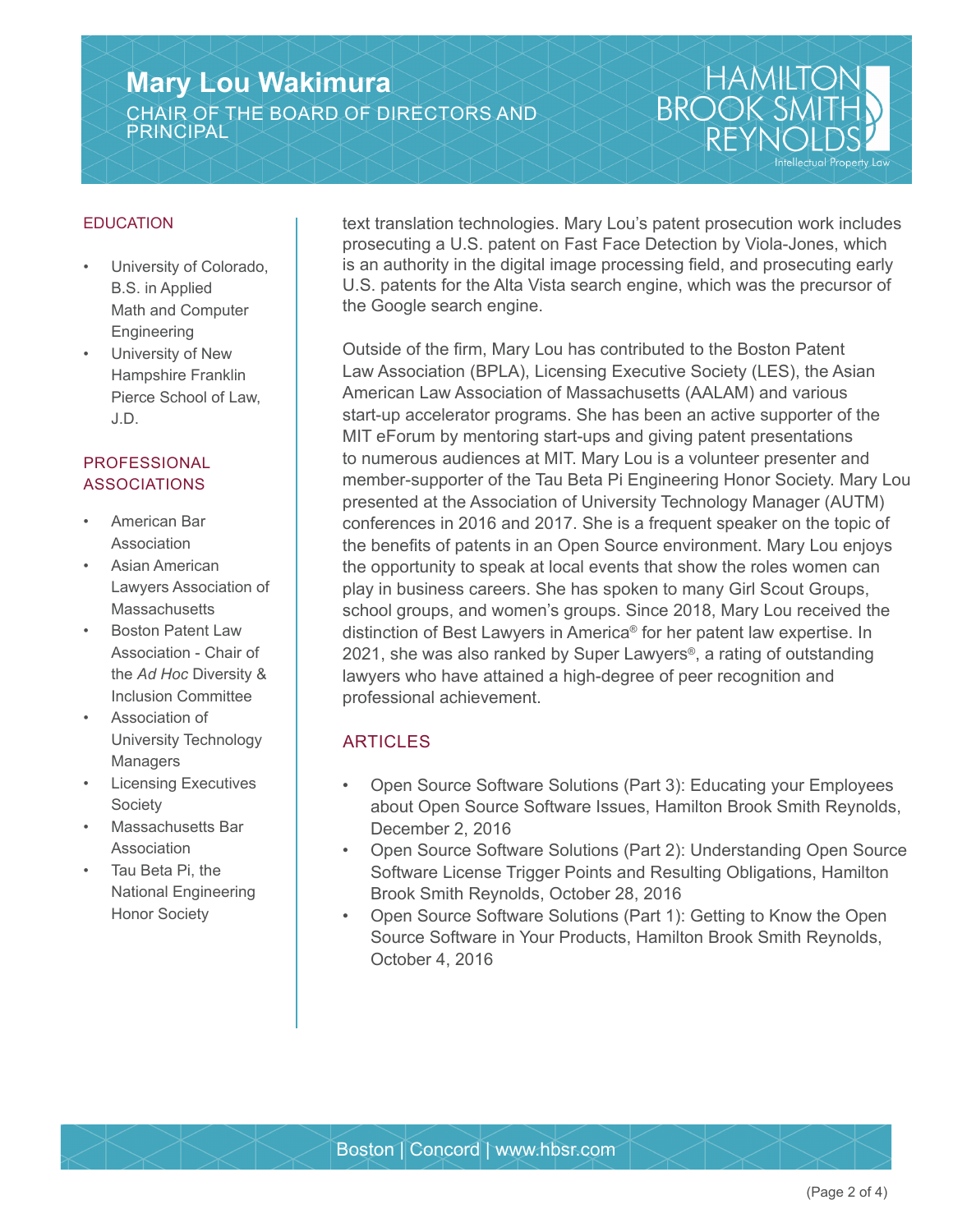# Mary Lou Wakimura

CHAIR OF THE BOARD OF DIRECTORS AND PRINCIPAL

## EDUCATION

- University of Colorado, B.S. in Applied Math and Computer Engineering
- University of New Hampshire Franklin Pierce School of Law, J.D.

## PROFESSIONAL ASSOCIATIONS

- American Bar Association
- Asian American Lawyers Association of Massachusetts
- Boston Patent Law Association - Chair of the *Ad Hoc* Diversity & Inclusion Committee
- Association of University Technology Managers
- Licensing Executives Society
- Massachusetts Bar Association
- Tau Beta Pi, the National Engineering Honor Society

text translation technologies. Mary Lou's patent prosecution work includes prosecuting a U.S. patent on Fast Face Detection by Viola-Jones, which is an authority in the digital image processing field, and prosecuting early U.S. patents for the Alta Vista search engine, which was the precursor of the Google search engine.

Outside of the firm, Mary Lou has contributed to the Boston Patent Law Association (BPLA), Licensing Executive Society (LES), the Asian American Law Association of Massachusetts (AALAM) and various start-up accelerator programs. She has been an active supporter of the MIT eForum by mentoring start-ups and giving patent presentations to numerous audiences at MIT. Mary Lou is a volunteer presenter and member-supporter of the Tau Beta Pi Engineering Honor Society. Mary Lou presented at the Association of University Technology Manager (AUTM) conferences in 2016 and 2017. She is a frequent speaker on the topic of the benefits of patents in an Open Source environment. Mary Lou enjoys the opportunity to speak at local events that show the roles women can play in business careers. She has spoken to many Girl Scout Groups, school groups, and women's groups. Since 2018, Mary Lou received the distinction of Best Lawyers in America® for her patent law expertise. In 2021, she was also ranked by Super Lawyers®, a rating of outstanding lawyers who have attained a high-degree of peer recognition and professional achievement.

## ARTICLES

- Open Source Software Solutions (Part 3): Educating your Employees about Open Source Software Issues, Hamilton Brook Smith Reynolds, December 2, 2016
- Open Source Software Solutions (Part 2): Understanding Open Source Software License Trigger Points and Resulting Obligations, Hamilton Brook Smith Reynolds, October 28, 2016
- Open Source Software Solutions (Part 1): Getting to Know the Open Source Software in Your Products, Hamilton Brook Smith Reynolds, October 4, 2016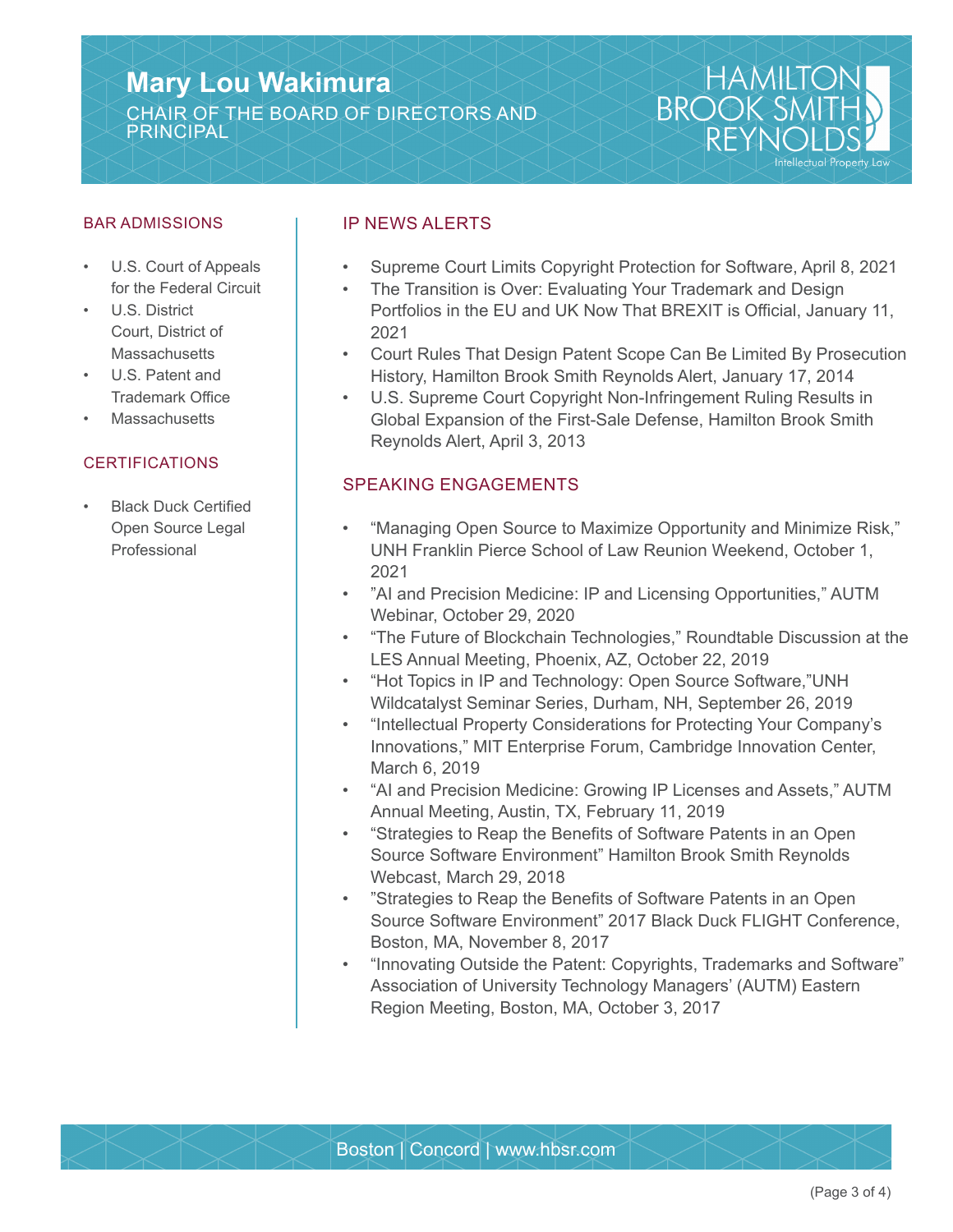# Mary Lou Wakimura

CHAIR OF THE BOARD OF DIRECTORS AND PRINCIPAL

HAMILTON BROOK SMITH REYNOLDS
Intellectual Property Law

## BAR ADMISSIONS

- U.S. Court of Appeals for the Federal Circuit
- U.S. District Court, District of Massachusetts
- U.S. Patent and Trademark Office
- Massachusetts

## CERTIFICATIONS

- Black Duck Certified Open Source Legal Professional

## IP NEWS ALERTS

- Supreme Court Limits Copyright Protection for Software, April 8, 2021
- The Transition is Over: Evaluating Your Trademark and Design Portfolios in the EU and UK Now That BREXIT is Official, January 11, 2021
- Court Rules That Design Patent Scope Can Be Limited By Prosecution History, Hamilton Brook Smith Reynolds Alert, January 17, 2014
- U.S. Supreme Court Copyright Non-Infringement Ruling Results in Global Expansion of the First-Sale Defense, Hamilton Brook Smith Reynolds Alert, April 3, 2013

## SPEAKING ENGAGEMENTS

- "Managing Open Source to Maximize Opportunity and Minimize Risk," UNH Franklin Pierce School of Law Reunion Weekend, October 1, 2021
- "AI and Precision Medicine: IP and Licensing Opportunities," AUTM Webinar, October 29, 2020
- "The Future of Blockchain Technologies," Roundtable Discussion at the LES Annual Meeting, Phoenix, AZ, October 22, 2019
- "Hot Topics in IP and Technology: Open Source Software,"UNH Wildcatalyst Seminar Series, Durham, NH, September 26, 2019
- "Intellectual Property Considerations for Protecting Your Company's Innovations," MIT Enterprise Forum, Cambridge Innovation Center, March 6, 2019
- "AI and Precision Medicine: Growing IP Licenses and Assets," AUTM Annual Meeting, Austin, TX, February 11, 2019
- "Strategies to Reap the Benefits of Software Patents in an Open Source Software Environment" Hamilton Brook Smith Reynolds Webcast, March 29, 2018
- "Strategies to Reap the Benefits of Software Patents in an Open Source Software Environment" 2017 Black Duck FLIGHT Conference, Boston, MA, November 8, 2017
- "Innovating Outside the Patent: Copyrights, Trademarks and Software" Association of University Technology Managers' (AUTM) Eastern Region Meeting, Boston, MA, October 3, 2017

Boston | Concord | www.hbsr.com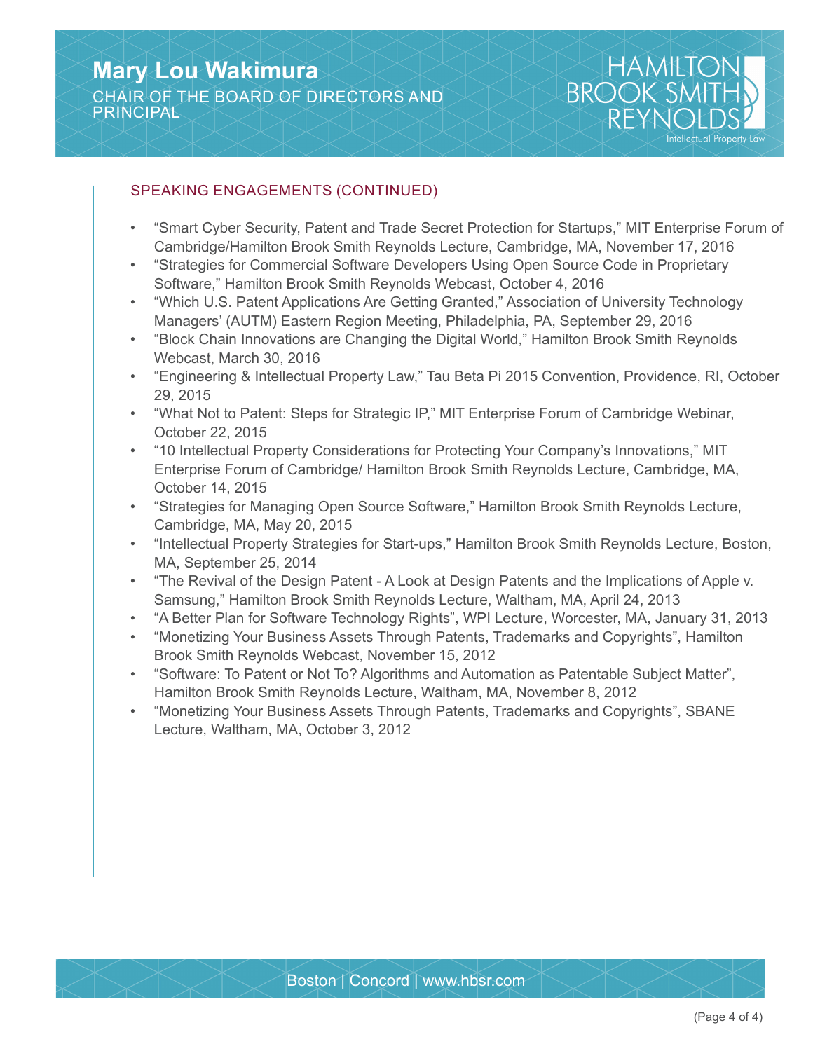# Mary Lou Wakimura

CHAIR OF THE BOARD OF DIRECTORS AND PRINCIPAL

## SPEAKING ENGAGEMENTS (CONTINUED)

- “Smart Cyber Security, Patent and Trade Secret Protection for Startups,” MIT Enterprise Forum of Cambridge/Hamilton Brook Smith Reynolds Lecture, Cambridge, MA, November 17, 2016
- “Strategies for Commercial Software Developers Using Open Source Code in Proprietary Software,” Hamilton Brook Smith Reynolds Webcast, October 4, 2016
- “Which U.S. Patent Applications Are Getting Granted,” Association of University Technology Managers’ (AUTM) Eastern Region Meeting, Philadelphia, PA, September 29, 2016
- “Block Chain Innovations are Changing the Digital World,” Hamilton Brook Smith Reynolds Webcast, March 30, 2016
- “Engineering & Intellectual Property Law,” Tau Beta Pi 2015 Convention, Providence, RI, October 29, 2015
- “What Not to Patent: Steps for Strategic IP,” MIT Enterprise Forum of Cambridge Webinar, October 22, 2015
- “10 Intellectual Property Considerations for Protecting Your Company’s Innovations,” MIT Enterprise Forum of Cambridge/ Hamilton Brook Smith Reynolds Lecture, Cambridge, MA, October 14, 2015
- “Strategies for Managing Open Source Software,” Hamilton Brook Smith Reynolds Lecture, Cambridge, MA, May 20, 2015
- “Intellectual Property Strategies for Start-ups,” Hamilton Brook Smith Reynolds Lecture, Boston, MA, September 25, 2014
- “The Revival of the Design Patent - A Look at Design Patents and the Implications of Apple v. Samsung,” Hamilton Brook Smith Reynolds Lecture, Waltham, MA, April 24, 2013
- “A Better Plan for Software Technology Rights”, WPI Lecture, Worcester, MA, January 31, 2013
- “Monetizing Your Business Assets Through Patents, Trademarks and Copyrights”, Hamilton Brook Smith Reynolds Webcast, November 15, 2012
- “Software: To Patent or Not To? Algorithms and Automation as Patentable Subject Matter”, Hamilton Brook Smith Reynolds Lecture, Waltham, MA, November 8, 2012
- “Monetizing Your Business Assets Through Patents, Trademarks and Copyrights”, SBANE Lecture, Waltham, MA, October 3, 2012